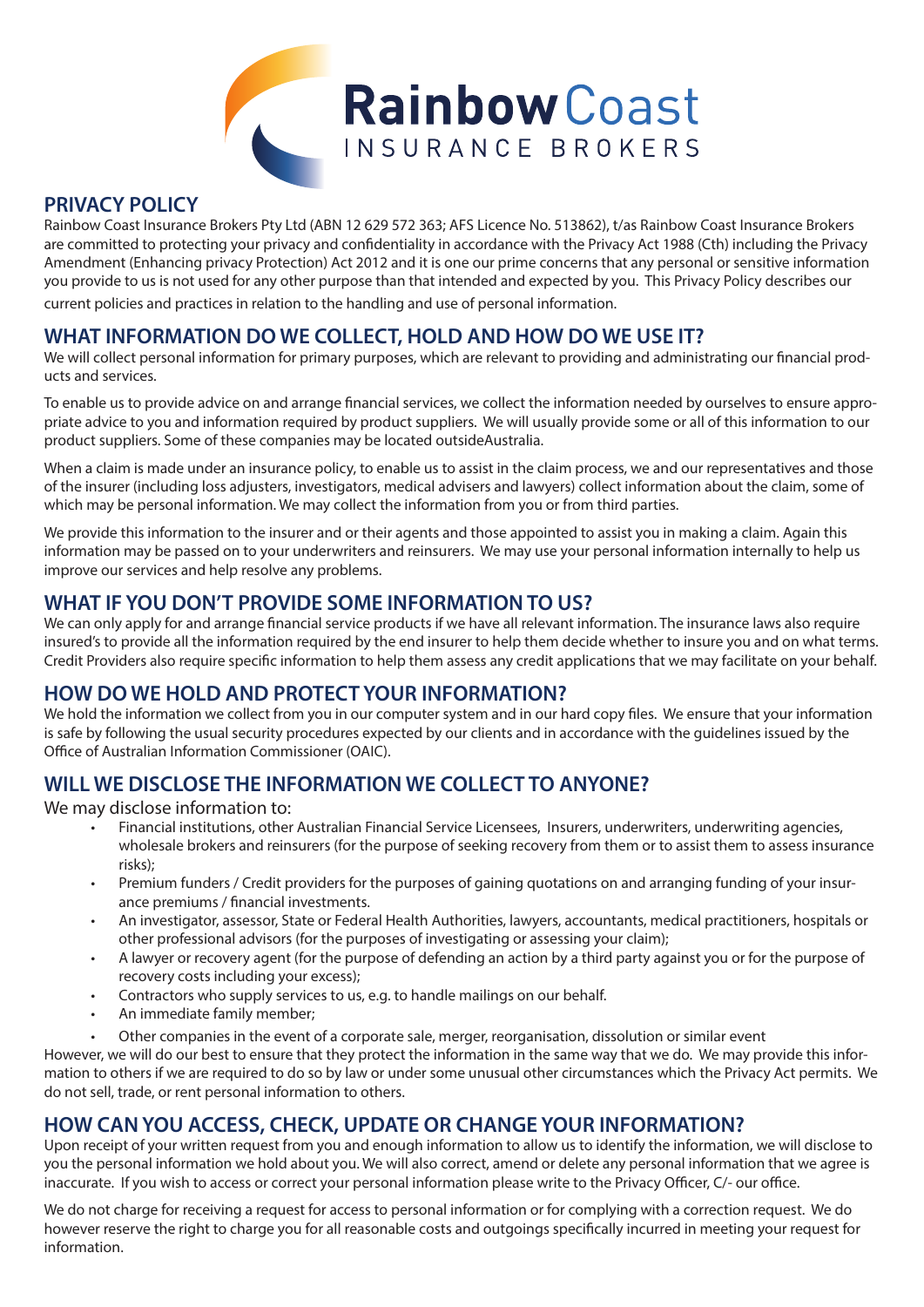# Rainbow Coast
INSURANCE BROKERS

## PRIVACY POLICY

Rainbow Coast Insurance Brokers Pty Ltd (ABN 12 629 572 363; AFS Licence No. 513862), t/as Rainbow Coast Insurance Brokers are committed to protecting your privacy and confidentiality in accordance with the Privacy Act 1988 (Cth) including the Privacy Amendment (Enhancing privacy Protection) Act 2012 and it is one our prime concerns that any personal or sensitive information you provide to us is not used for any other purpose than that intended and expected by you. This Privacy Policy describes our current policies and practices in relation to the handling and use of personal information.

## WHAT INFORMATION DO WE COLLECT, HOLD AND HOW DO WE USE IT?

We will collect personal information for primary purposes, which are relevant to providing and administrating our financial products and services.

To enable us to provide advice on and arrange financial services, we collect the information needed by ourselves to ensure appropriate advice to you and information required by product suppliers. We will usually provide some or all of this information to our product suppliers. Some of these companies may be located outsideAustralia.

When a claim is made under an insurance policy, to enable us to assist in the claim process, we and our representatives and those of the insurer (including loss adjusters, investigators, medical advisers and lawyers) collect information about the claim, some of which may be personal information. We may collect the information from you or from third parties.

We provide this information to the insurer and or their agents and those appointed to assist you in making a claim. Again this information may be passed on to your underwriters and reinsurers. We may use your personal information internally to help us improve our services and help resolve any problems.

## WHAT IF YOU DON'T PROVIDE SOME INFORMATION TO US?

We can only apply for and arrange financial service products if we have all relevant information. The insurance laws also require insured's to provide all the information required by the end insurer to help them decide whether to insure you and on what terms. Credit Providers also require specific information to help them assess any credit applications that we may facilitate on your behalf.

## HOW DO WE HOLD AND PROTECT YOUR INFORMATION?

We hold the information we collect from you in our computer system and in our hard copy files. We ensure that your information is safe by following the usual security procedures expected by our clients and in accordance with the guidelines issued by the Office of Australian Information Commissioner (OAIC).

## WILL WE DISCLOSE THE INFORMATION WE COLLECT TO ANYONE?

We may disclose information to:

- Financial institutions, other Australian Financial Service Licensees, Insurers, underwriters, underwriting agencies, wholesale brokers and reinsurers (for the purpose of seeking recovery from them or to assist them to assess insurance risks);
- Premium funders / Credit providers for the purposes of gaining quotations on and arranging funding of your insurance premiums / financial investments.
- An investigator, assessor, State or Federal Health Authorities, lawyers, accountants, medical practitioners, hospitals or other professional advisors (for the purposes of investigating or assessing your claim);
- A lawyer or recovery agent (for the purpose of defending an action by a third party against you or for the purpose of recovery costs including your excess);
- Contractors who supply services to us, e.g. to handle mailings on our behalf.
- An immediate family member;
- Other companies in the event of a corporate sale, merger, reorganisation, dissolution or similar event

However, we will do our best to ensure that they protect the information in the same way that we do. We may provide this information to others if we are required to do so by law or under some unusual other circumstances which the Privacy Act permits. We do not sell, trade, or rent personal information to others.

## HOW CAN YOU ACCESS, CHECK, UPDATE OR CHANGE YOUR INFORMATION?

Upon receipt of your written request from you and enough information to allow us to identify the information, we will disclose to you the personal information we hold about you. We will also correct, amend or delete any personal information that we agree is inaccurate. If you wish to access or correct your personal information please write to the Privacy Officer, C/- our office.

We do not charge for receiving a request for access to personal information or for complying with a correction request. We do however reserve the right to charge you for all reasonable costs and outgoings specifically incurred in meeting your request for information.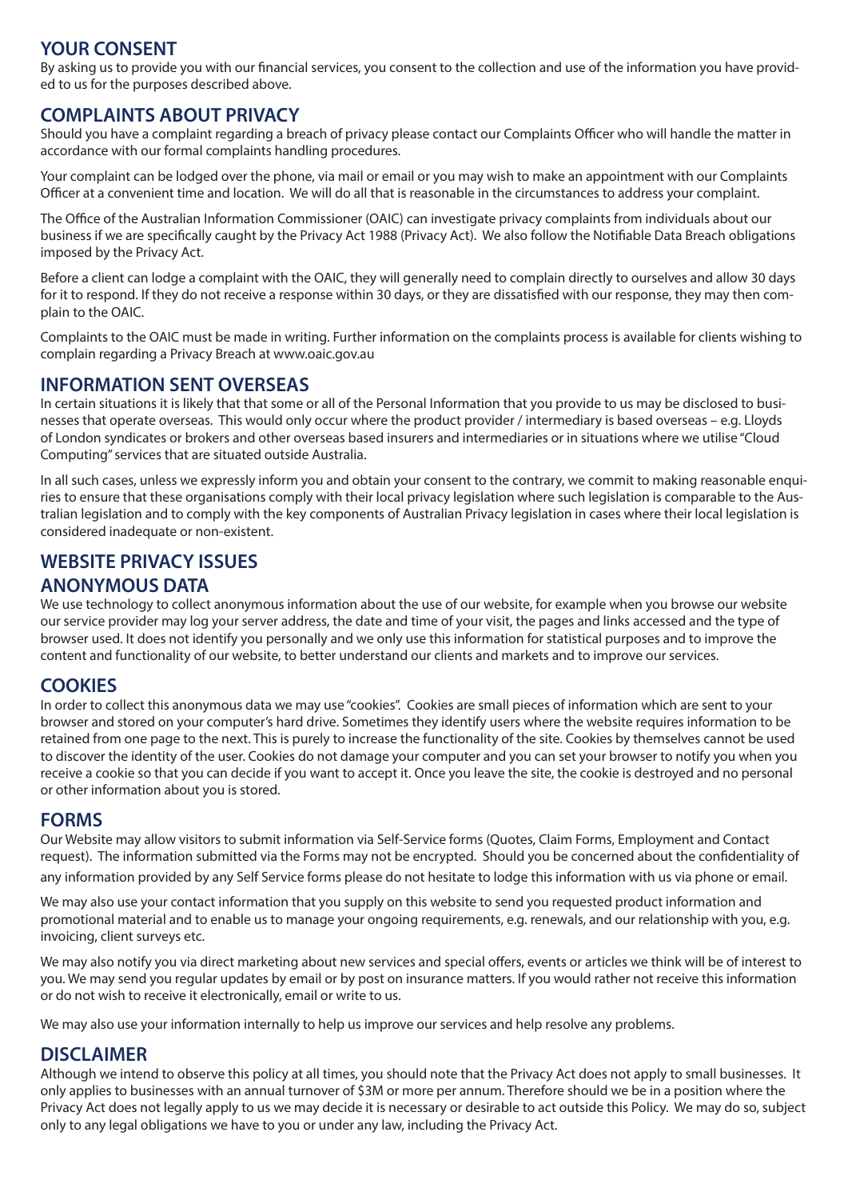## YOUR CONSENT

By asking us to provide you with our financial services, you consent to the collection and use of the information you have provided to us for the purposes described above.

## COMPLAINTS ABOUT PRIVACY

Should you have a complaint regarding a breach of privacy please contact our Complaints Officer who will handle the matter in accordance with our formal complaints handling procedures.

Your complaint can be lodged over the phone, via mail or email or you may wish to make an appointment with our Complaints Officer at a convenient time and location. We will do all that is reasonable in the circumstances to address your complaint.

The Office of the Australian Information Commissioner (OAIC) can investigate privacy complaints from individuals about our business if we are specifically caught by the Privacy Act 1988 (Privacy Act). We also follow the Notifiable Data Breach obligations imposed by the Privacy Act.

Before a client can lodge a complaint with the OAIC, they will generally need to complain directly to ourselves and allow 30 days for it to respond. If they do not receive a response within 30 days, or they are dissatisfied with our response, they may then complain to the OAIC.

Complaints to the OAIC must be made in writing. Further information on the complaints process is available for clients wishing to complain regarding a Privacy Breach at www.oaic.gov.au

## INFORMATION SENT OVERSEAS

In certain situations it is likely that that some or all of the Personal Information that you provide to us may be disclosed to businesses that operate overseas. This would only occur where the product provider / intermediary is based overseas – e.g. Lloyds of London syndicates or brokers and other overseas based insurers and intermediaries or in situations where we utilise "Cloud Computing" services that are situated outside Australia.

In all such cases, unless we expressly inform you and obtain your consent to the contrary, we commit to making reasonable enquiries to ensure that these organisations comply with their local privacy legislation where such legislation is comparable to the Australian legislation and to comply with the key components of Australian Privacy legislation in cases where their local legislation is considered inadequate or non-existent.

## WEBSITE PRIVACY ISSUES

## ANONYMOUS DATA

We use technology to collect anonymous information about the use of our website, for example when you browse our website our service provider may log your server address, the date and time of your visit, the pages and links accessed and the type of browser used. It does not identify you personally and we only use this information for statistical purposes and to improve the content and functionality of our website, to better understand our clients and markets and to improve our services.

## COOKIES

In order to collect this anonymous data we may use "cookies". Cookies are small pieces of information which are sent to your browser and stored on your computer's hard drive. Sometimes they identify users where the website requires information to be retained from one page to the next. This is purely to increase the functionality of the site. Cookies by themselves cannot be used to discover the identity of the user. Cookies do not damage your computer and you can set your browser to notify you when you receive a cookie so that you can decide if you want to accept it. Once you leave the site, the cookie is destroyed and no personal or other information about you is stored.

## FORMS

Our Website may allow visitors to submit information via Self-Service forms (Quotes, Claim Forms, Employment and Contact request). The information submitted via the Forms may not be encrypted. Should you be concerned about the confidentiality of any information provided by any Self Service forms please do not hesitate to lodge this information with us via phone or email.

We may also use your contact information that you supply on this website to send you requested product information and promotional material and to enable us to manage your ongoing requirements, e.g. renewals, and our relationship with you, e.g. invoicing, client surveys etc.

We may also notify you via direct marketing about new services and special offers, events or articles we think will be of interest to you. We may send you regular updates by email or by post on insurance matters. If you would rather not receive this information or do not wish to receive it electronically, email or write to us.

We may also use your information internally to help us improve our services and help resolve any problems.

## DISCLAIMER

Although we intend to observe this policy at all times, you should note that the Privacy Act does not apply to small businesses. It only applies to businesses with an annual turnover of $3M or more per annum. Therefore should we be in a position where the Privacy Act does not legally apply to us we may decide it is necessary or desirable to act outside this Policy. We may do so, subject only to any legal obligations we have to you or under any law, including the Privacy Act.